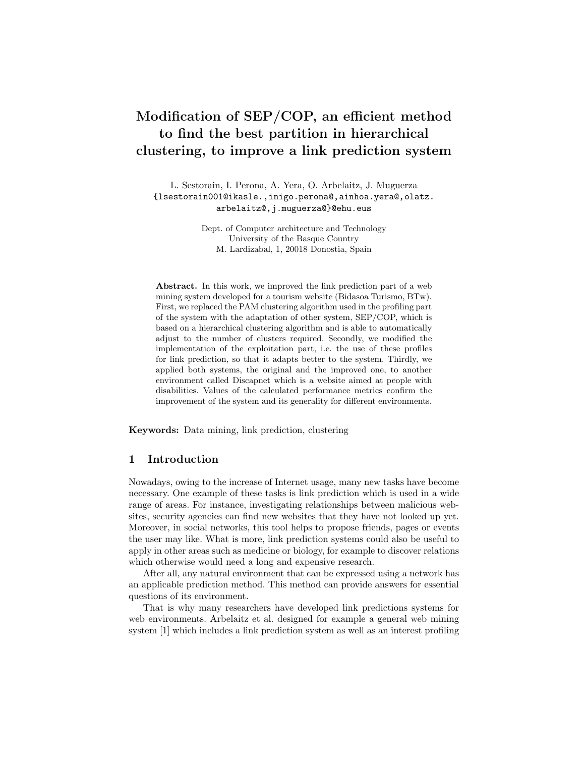# Modification of SEP/COP, an efficient method to find the best partition in hierarchical clustering, to improve a link prediction system

L. Sestorain, I. Perona, A. Yera, O. Arbelaitz, J. Muguerza
{lsestorain001@ikasle.,inigo.perona@,ainhoa.yera@,olatz.arbelaitz@,j.muguerza@}@ehu.eus

Dept. of Computer architecture and Technology
University of the Basque Country
M. Lardizabal, 1, 20018 Donostia, Spain

**Abstract.** In this work, we improved the link prediction part of a web mining system developed for a tourism website (Bidasoa Turismo, BTw). First, we replaced the PAM clustering algorithm used in the profiling part of the system with the adaptation of other system, SEP/COP, which is based on a hierarchical clustering algorithm and is able to automatically adjust to the number of clusters required. Secondly, we modified the implementation of the exploitation part, i.e. the use of these profiles for link prediction, so that it adapts better to the system. Thirdly, we applied both systems, the original and the improved one, to another environment called Discapnet which is a website aimed at people with disabilities. Values of the calculated performance metrics confirm the improvement of the system and its generality for different environments.

**Keywords:** Data mining, link prediction, clustering

## 1 Introduction

Nowadays, owing to the increase of Internet usage, many new tasks have become necessary. One example of these tasks is link prediction which is used in a wide range of areas. For instance, investigating relationships between malicious websites, security agencies can find new websites that they have not looked up yet. Moreover, in social networks, this tool helps to propose friends, pages or events the user may like. What is more, link prediction systems could also be useful to apply in other areas such as medicine or biology, for example to discover relations which otherwise would need a long and expensive research.

After all, any natural environment that can be expressed using a network has an applicable prediction method. This method can provide answers for essential questions of its environment.

That is why many researchers have developed link predictions systems for web environments. Arbelaitz et al. designed for example a general web mining system [1] which includes a link prediction system as well as an interest profiling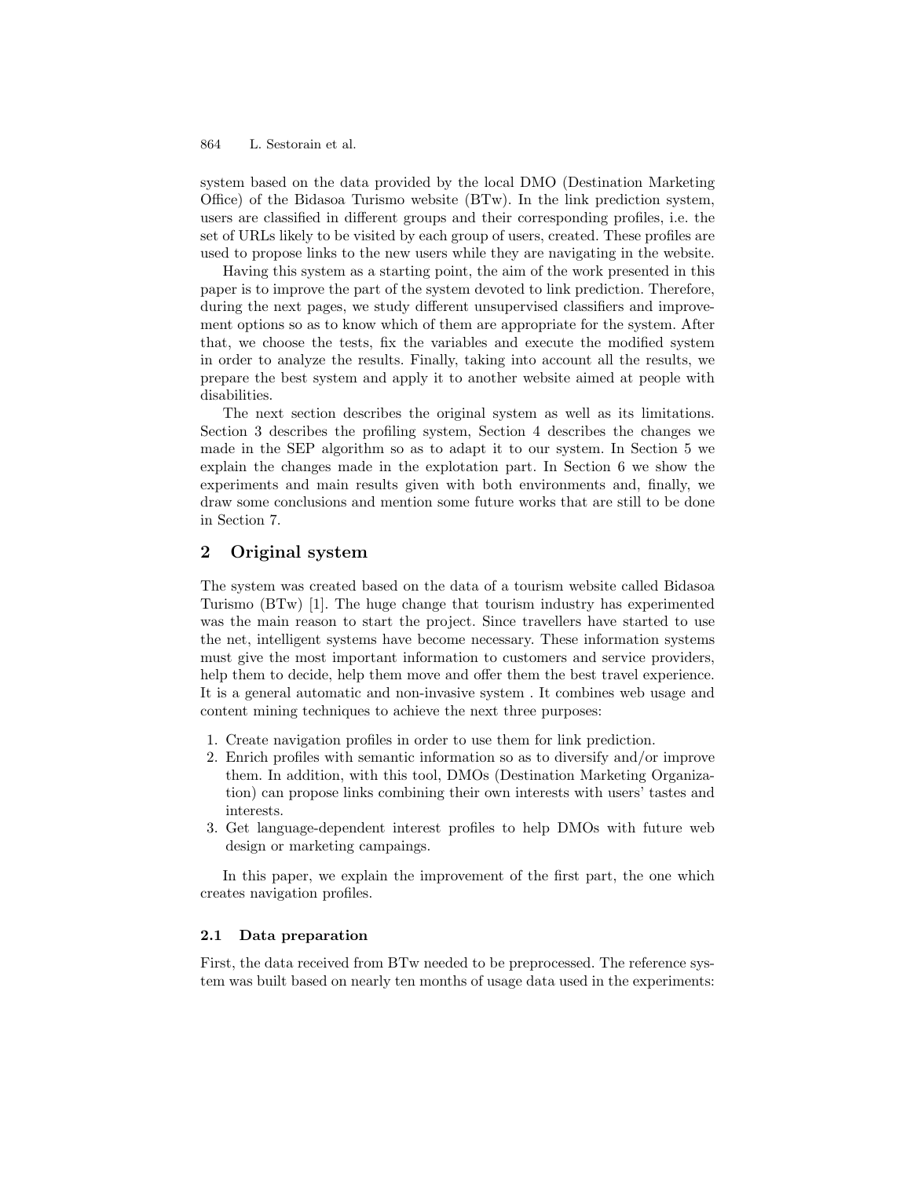system based on the data provided by the local DMO (Destination Marketing Office) of the Bidasoa Turismo website (BTw). In the link prediction system, users are classified in different groups and their corresponding profiles, i.e. the set of URLs likely to be visited by each group of users, created. These profiles are used to propose links to the new users while they are navigating in the website.

Having this system as a starting point, the aim of the work presented in this paper is to improve the part of the system devoted to link prediction. Therefore, during the next pages, we study different unsupervised classifiers and improvement options so as to know which of them are appropriate for the system. After that, we choose the tests, fix the variables and execute the modified system in order to analyze the results. Finally, taking into account all the results, we prepare the best system and apply it to another website aimed at people with disabilities.

The next section describes the original system as well as its limitations. Section 3 describes the profiling system, Section 4 describes the changes we made in the SEP algorithm so as to adapt it to our system. In Section 5 we explain the changes made in the explotation part. In Section 6 we show the experiments and main results given with both environments and, finally, we draw some conclusions and mention some future works that are still to be done in Section 7.

## 2 Original system

The system was created based on the data of a tourism website called Bidasoa Turismo (BTw) [1]. The huge change that tourism industry has experimented was the main reason to start the project. Since travellers have started to use the net, intelligent systems have become necessary. These information systems must give the most important information to customers and service providers, help them to decide, help them move and offer them the best travel experience. It is a general automatic and non-invasive system . It combines web usage and content mining techniques to achieve the next three purposes:

1. Create navigation profiles in order to use them for link prediction.
2. Enrich profiles with semantic information so as to diversify and/or improve them. In addition, with this tool, DMOs (Destination Marketing Organization) can propose links combining their own interests with users' tastes and interests.
3. Get language-dependent interest profiles to help DMOs with future web design or marketing campaings.

In this paper, we explain the improvement of the first part, the one which creates navigation profiles.

### 2.1 Data preparation

First, the data received from BTw needed to be preprocessed. The reference system was built based on nearly ten months of usage data used in the experiments: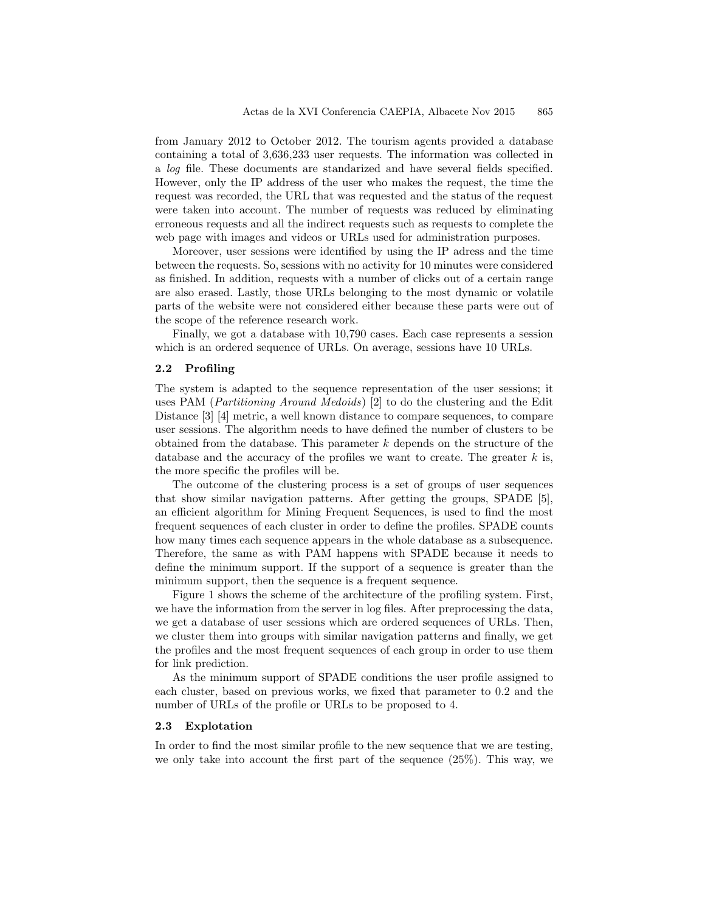from January 2012 to October 2012. The tourism agents provided a database containing a total of 3,636,233 user requests. The information was collected in a *log* file. These documents are standarized and have several fields specified. However, only the IP address of the user who makes the request, the time the request was recorded, the URL that was requested and the status of the request were taken into account. The number of requests was reduced by eliminating erroneous requests and all the indirect requests such as requests to complete the web page with images and videos or URLs used for administration purposes.

Moreover, user sessions were identified by using the IP adress and the time between the requests. So, sessions with no activity for 10 minutes were considered as finished. In addition, requests with a number of clicks out of a certain range are also erased. Lastly, those URLs belonging to the most dynamic or volatile parts of the website were not considered either because these parts were out of the scope of the reference research work.

Finally, we got a database with 10,790 cases. Each case represents a session which is an ordered sequence of URLs. On average, sessions have 10 URLs.

### 2.2 Profiling

The system is adapted to the sequence representation of the user sessions; it uses PAM (*Partitioning Around Medoids*) [2] to do the clustering and the Edit Distance [3] [4] metric, a well known distance to compare sequences, to compare user sessions. The algorithm needs to have defined the number of clusters to be obtained from the database. This parameter $k$ depends on the structure of the database and the accuracy of the profiles we want to create. The greater $k$ is, the more specific the profiles will be.

The outcome of the clustering process is a set of groups of user sequences that show similar navigation patterns. After getting the groups, SPADE [5], an efficient algorithm for Mining Frequent Sequences, is used to find the most frequent sequences of each cluster in order to define the profiles. SPADE counts how many times each sequence appears in the whole database as a subsequence. Therefore, the same as with PAM happens with SPADE because it needs to define the minimum support. If the support of a sequence is greater than the minimum support, then the sequence is a frequent sequence.

Figure 1 shows the scheme of the architecture of the profiling system. First, we have the information from the server in log files. After preprocessing the data, we get a database of user sessions which are ordered sequences of URLs. Then, we cluster them into groups with similar navigation patterns and finally, we get the profiles and the most frequent sequences of each group in order to use them for link prediction.

As the minimum support of SPADE conditions the user profile assigned to each cluster, based on previous works, we fixed that parameter to 0.2 and the number of URLs of the profile or URLs to be proposed to 4.

### 2.3 Explotation

In order to find the most similar profile to the new sequence that we are testing, we only take into account the first part of the sequence (25%). This way, we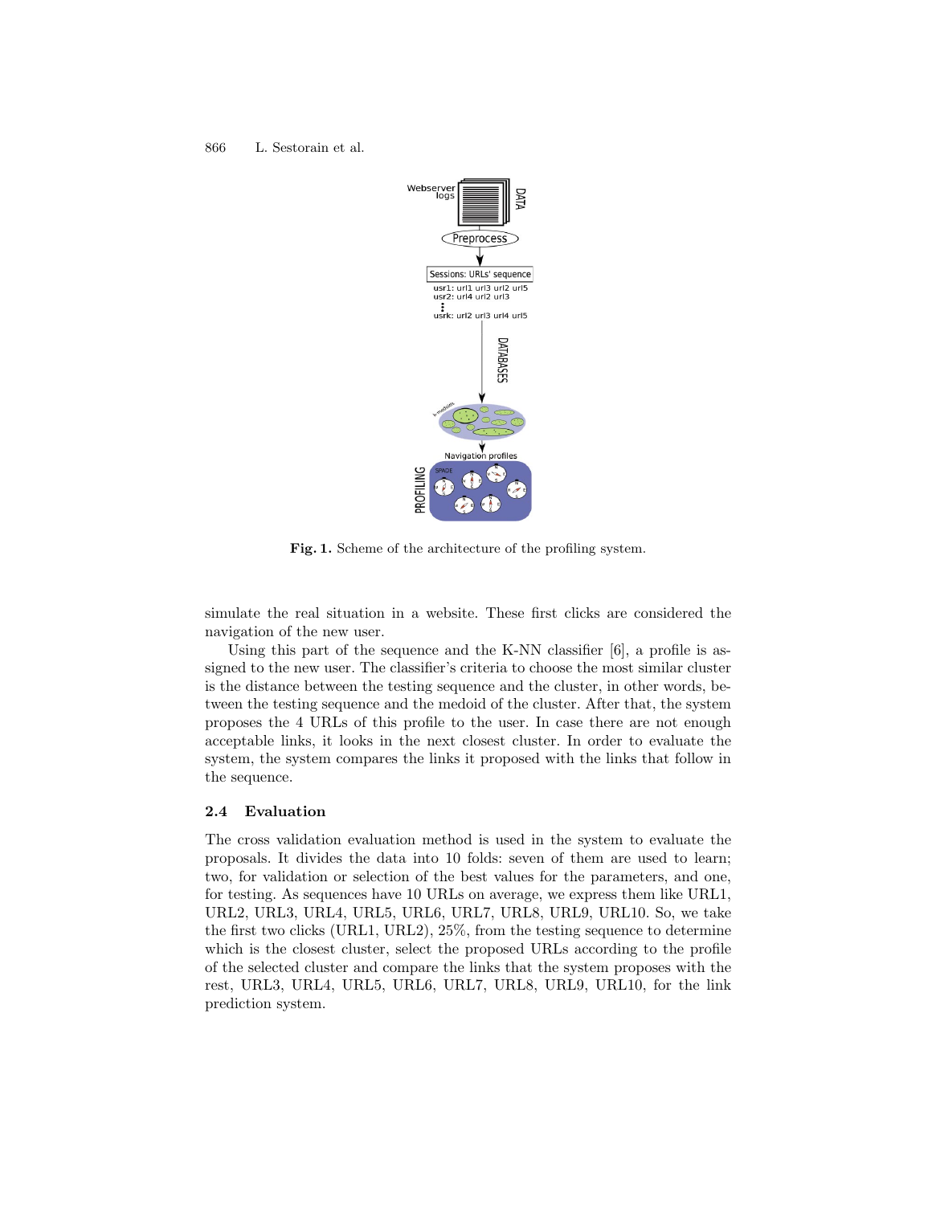Fig. 1. Scheme of the architecture of the profiling system.

simulate the real situation in a website. These first clicks are considered the navigation of the new user.

Using this part of the sequence and the K-NN classifier [6], a profile is assigned to the new user. The classifier's criteria to choose the most similar cluster is the distance between the testing sequence and the cluster, in other words, between the testing sequence and the medoid of the cluster. After that, the system proposes the 4 URLs of this profile to the user. In case there are not enough acceptable links, it looks in the next closest cluster. In order to evaluate the system, the system compares the links it proposed with the links that follow in the sequence.

### 2.4 Evaluation

The cross validation evaluation method is used in the system to evaluate the proposals. It divides the data into 10 folds: seven of them are used to learn; two, for validation or selection of the best values for the parameters, and one, for testing. As sequences have 10 URLs on average, we express them like URL1, URL2, URL3, URL4, URL5, URL6, URL7, URL8, URL9, URL10. So, we take the first two clicks (URL1, URL2), 25%, from the testing sequence to determine which is the closest cluster, select the proposed URLs according to the profile of the selected cluster and compare the links that the system proposes with the rest, URL3, URL4, URL5, URL6, URL7, URL8, URL9, URL10, for the link prediction system.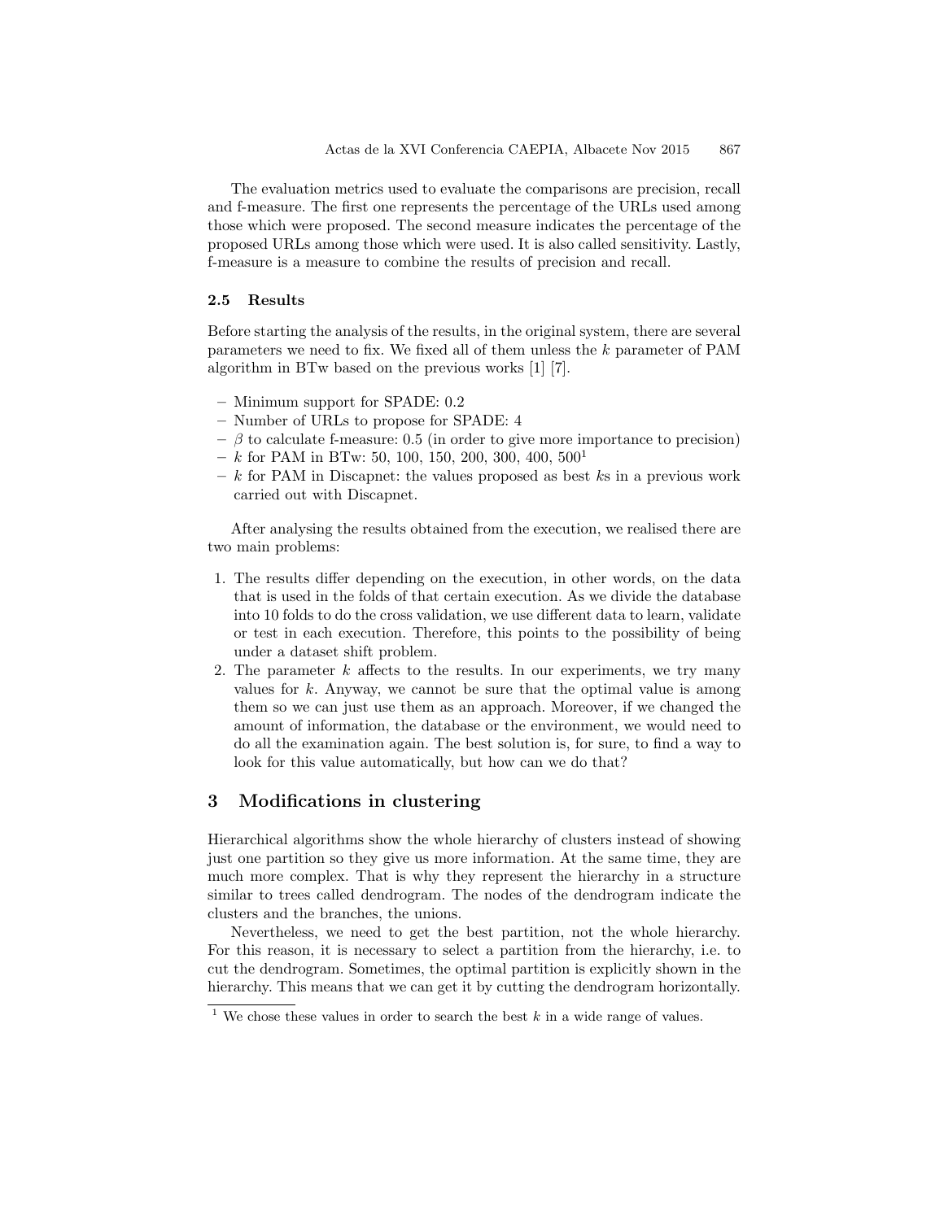The evaluation metrics used to evaluate the comparisons are precision, recall and f-measure. The first one represents the percentage of the URLs used among those which were proposed. The second measure indicates the percentage of the proposed URLs among those which were used. It is also called sensitivity. Lastly, f-measure is a measure to combine the results of precision and recall.

### 2.5 Results

Before starting the analysis of the results, in the original system, there are several parameters we need to fix. We fixed all of them unless the $k$ parameter of PAM algorithm in BTw based on the previous works [1] [7].

- Minimum support for SPADE: 0.2
- Number of URLs to propose for SPADE: 4
- $\beta$ to calculate f-measure: 0.5 (in order to give more importance to precision)
- $k$ for PAM in BTw: 50, 100, 150, 200, 300, 400, 500[1]
- $k$ for PAM in Discapnet: the values proposed as best $k$s in a previous work carried out with Discapnet.

After analysing the results obtained from the execution, we realised there are two main problems:

1. The results differ depending on the execution, in other words, on the data that is used in the folds of that certain execution. As we divide the database into 10 folds to do the cross validation, we use different data to learn, validate or test in each execution. Therefore, this points to the possibility of being under a dataset shift problem.
2. The parameter $k$ affects to the results. In our experiments, we try many values for $k$. Anyway, we cannot be sure that the optimal value is among them so we can just use them as an approach. Moreover, if we changed the amount of information, the database or the environment, we would need to do all the examination again. The best solution is, for sure, to find a way to look for this value automatically, but how can we do that?

## 3 Modifications in clustering

Hierarchical algorithms show the whole hierarchy of clusters instead of showing just one partition so they give us more information. At the same time, they are much more complex. That is why they represent the hierarchy in a structure similar to trees called dendrogram. The nodes of the dendrogram indicate the clusters and the branches, the unions.

Nevertheless, we need to get the best partition, not the whole hierarchy. For this reason, it is necessary to select a partition from the hierarchy, i.e. to cut the dendrogram. Sometimes, the optimal partition is explicitly shown in the hierarchy. This means that we can get it by cutting the dendrogram horizontally.

[1] We chose these values in order to search the best $k$ in a wide range of values.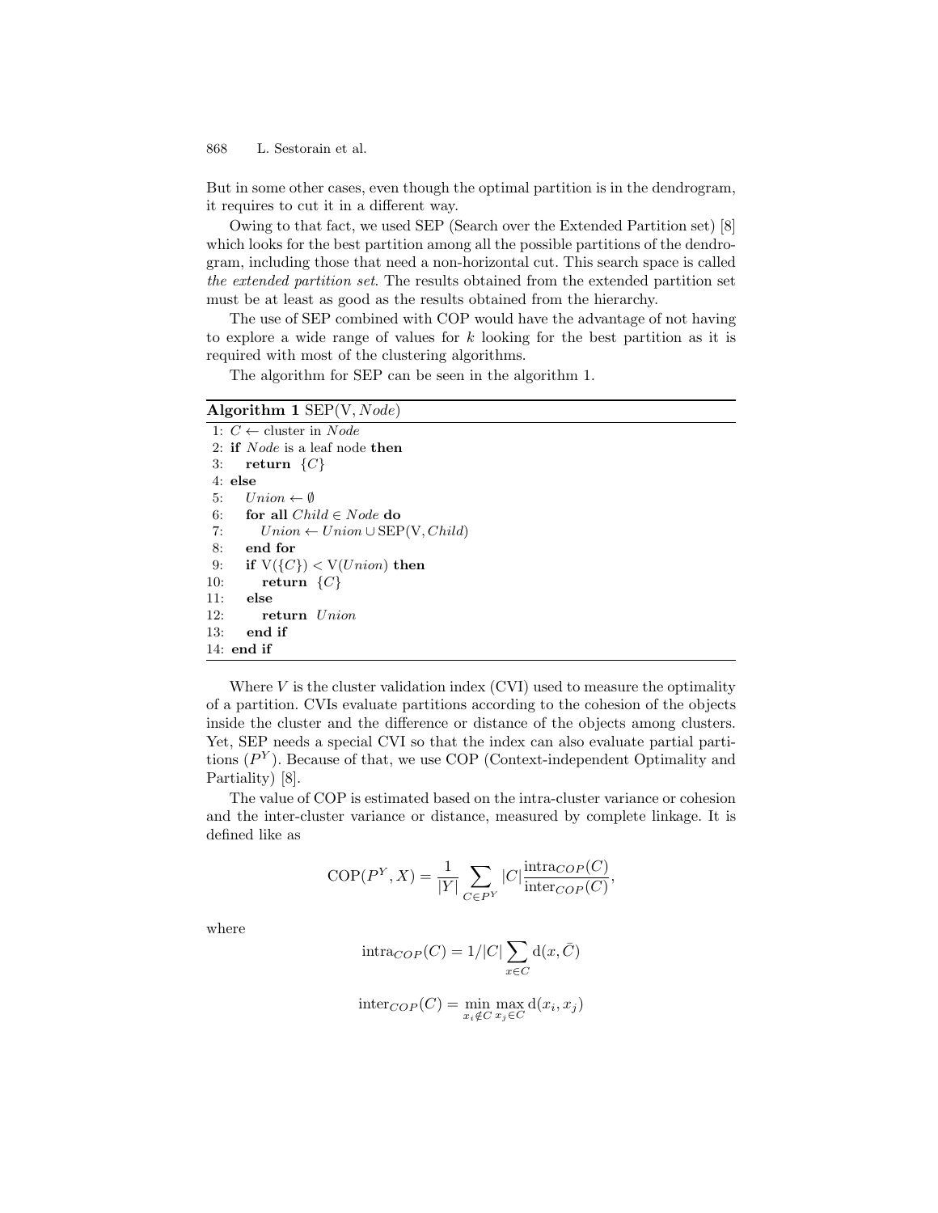But in some other cases, even though the optimal partition is in the dendrogram, it requires to cut it in a different way.

Owing to that fact, we used SEP (Search over the Extended Partition set) [8] which looks for the best partition among all the possible partitions of the dendrogram, including those that need a non-horizontal cut. This search space is called *the extended partition set*. The results obtained from the extended partition set must be at least as good as the results obtained from the hierarchy.

The use of SEP combined with COP would have the advantage of not having to explore a wide range of values for $k$ looking for the best partition as it is required with most of the clustering algorithms.

The algorithm for SEP can be seen in the algorithm 1.

**Algorithm 1** SEP(V, *Node*)

```
 1: C ← cluster in Node
 2: if Node is a leaf node then
 3:    return {C}
 4: else
 5:    Union ← ∅
 6:    for all Child ∈ Node do
 7:       Union ← Union ∪ SEP(V, Child)
 8:    end for
 9:    if V({C}) < V(Union) then
10:       return {C}
11:    else
12:       return Union
13:    end if
14: end if
```

Where $V$ is the cluster validation index (CVI) used to measure the optimality of a partition. CVIs evaluate partitions according to the cohesion of the objects inside the cluster and the difference or distance of the objects among clusters. Yet, SEP needs a special CVI so that the index can also evaluate partial partitions ($P^Y$). Because of that, we use COP (Context-independent Optimality and Partiality) [8].

The value of COP is estimated based on the intra-cluster variance or cohesion and the inter-cluster variance or distance, measured by complete linkage. It is defined like as

$$\mathrm{COP}(P^Y, X) = \frac{1}{|Y|} \sum_{C \in P^Y} |C| \frac{\mathrm{intra}_{COP}(C)}{\mathrm{inter}_{COP}(C)},$$

where

$$\mathrm{intra}_{COP}(C) = 1/|C| \sum_{x \in C} \mathrm{d}(x, \bar{C})$$

$$\mathrm{inter}_{COP}(C) = \min_{x_i \notin C} \max_{x_j \in C} \mathrm{d}(x_i, x_j)$$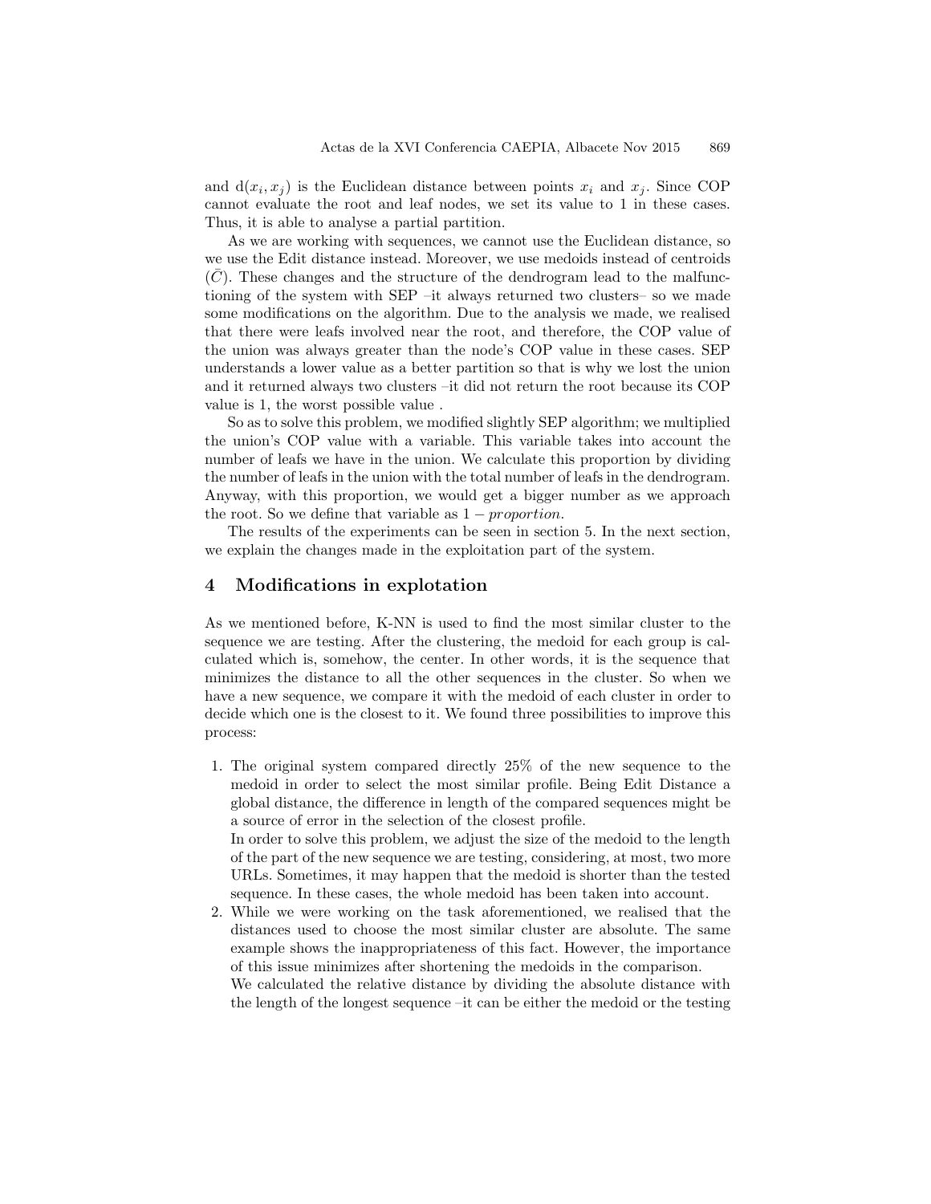and $\mathrm{d}(x_i, x_j)$ is the Euclidean distance between points $x_i$ and $x_j$. Since COP cannot evaluate the root and leaf nodes, we set its value to 1 in these cases. Thus, it is able to analyse a partial partition.

As we are working with sequences, we cannot use the Euclidean distance, so we use the Edit distance instead. Moreover, we use medoids instead of centroids ($\bar{C}$). These changes and the structure of the dendrogram lead to the malfunctioning of the system with SEP –it always returned two clusters– so we made some modifications on the algorithm. Due to the analysis we made, we realised that there were leafs involved near the root, and therefore, the COP value of the union was always greater than the node's COP value in these cases. SEP understands a lower value as a better partition so that is why we lost the union and it returned always two clusters –it did not return the root because its COP value is 1, the worst possible value .

So as to solve this problem, we modified slightly SEP algorithm; we multiplied the union's COP value with a variable. This variable takes into account the number of leafs we have in the union. We calculate this proportion by dividing the number of leafs in the union with the total number of leafs in the dendrogram. Anyway, with this proportion, we would get a bigger number as we approach the root. So we define that variable as $1 - proportion$.

The results of the experiments can be seen in section 5. In the next section, we explain the changes made in the exploitation part of the system.

## 4 Modifications in explotation

As we mentioned before, K-NN is used to find the most similar cluster to the sequence we are testing. After the clustering, the medoid for each group is calculated which is, somehow, the center. In other words, it is the sequence that minimizes the distance to all the other sequences in the cluster. So when we have a new sequence, we compare it with the medoid of each cluster in order to decide which one is the closest to it. We found three possibilities to improve this process:

1. The original system compared directly 25% of the new sequence to the medoid in order to select the most similar profile. Being Edit Distance a global distance, the difference in length of the compared sequences might be a source of error in the selection of the closest profile.
   In order to solve this problem, we adjust the size of the medoid to the length of the part of the new sequence we are testing, considering, at most, two more URLs. Sometimes, it may happen that the medoid is shorter than the tested sequence. In these cases, the whole medoid has been taken into account.
2. While we were working on the task aforementioned, we realised that the distances used to choose the most similar cluster are absolute. The same example shows the inappropriateness of this fact. However, the importance of this issue minimizes after shortening the medoids in the comparison.
   We calculated the relative distance by dividing the absolute distance with the length of the longest sequence –it can be either the medoid or the testing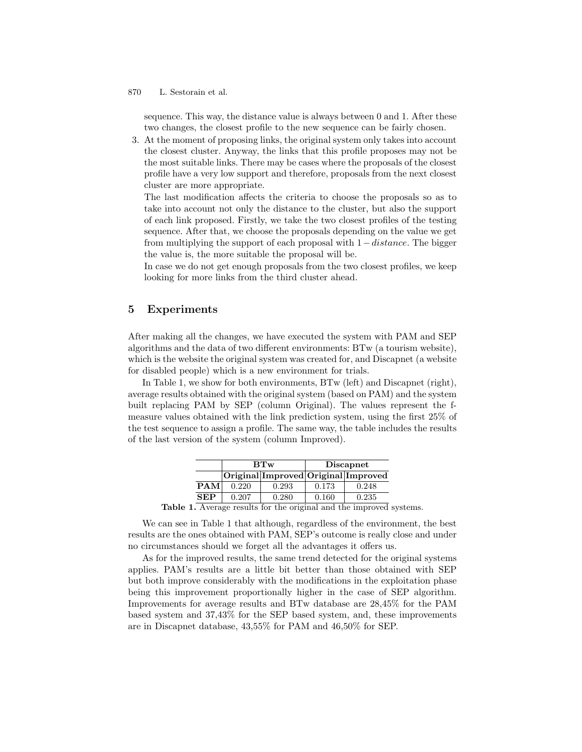sequence. This way, the distance value is always between 0 and 1. After these two changes, the closest profile to the new sequence can be fairly chosen.

3. At the moment of proposing links, the original system only takes into account the closest cluster. Anyway, the links that this profile proposes may not be the most suitable links. There may be cases where the proposals of the closest profile have a very low support and therefore, proposals from the next closest cluster are more appropriate.

   The last modification affects the criteria to choose the proposals so as to take into account not only the distance to the cluster, but also the support of each link proposed. Firstly, we take the two closest profiles of the testing sequence. After that, we choose the proposals depending on the value we get from multiplying the support of each proposal with $1 - distance$. The bigger the value is, the more suitable the proposal will be.

   In case we do not get enough proposals from the two closest profiles, we keep looking for more links from the third cluster ahead.

## 5 Experiments

After making all the changes, we have executed the system with PAM and SEP algorithms and the data of two different environments: BTw (a tourism website), which is the website the original system was created for, and Discapnet (a website for disabled people) which is a new environment for trials.

In Table 1, we show for both environments, BTw (left) and Discapnet (right), average results obtained with the original system (based on PAM) and the system built replacing PAM by SEP (column Original). The values represent the f-measure values obtained with the link prediction system, using the first 25% of the test sequence to assign a profile. The same way, the table includes the results of the last version of the system (column Improved).

| | **BTw** | | **Discapnet** | |
|---|---|---|---|---|
| | **Original** | **Improved** | **Original** | **Improved** |
| **PAM** | 0.220 | 0.293 | 0.173 | 0.248 |
| **SEP** | 0.207 | 0.280 | 0.160 | 0.235 |

**Table 1.** Average results for the original and the improved systems.

We can see in Table 1 that although, regardless of the environment, the best results are the ones obtained with PAM, SEP's outcome is really close and under no circumstances should we forget all the advantages it offers us.

As for the improved results, the same trend detected for the original systems applies. PAM's results are a little bit better than those obtained with SEP but both improve considerably with the modifications in the exploitation phase being this improvement proportionally higher in the case of SEP algorithm. Improvements for average results and BTw database are 28,45% for the PAM based system and 37,43% for the SEP based system, and, these improvements are in Discapnet database, 43,55% for PAM and 46,50% for SEP.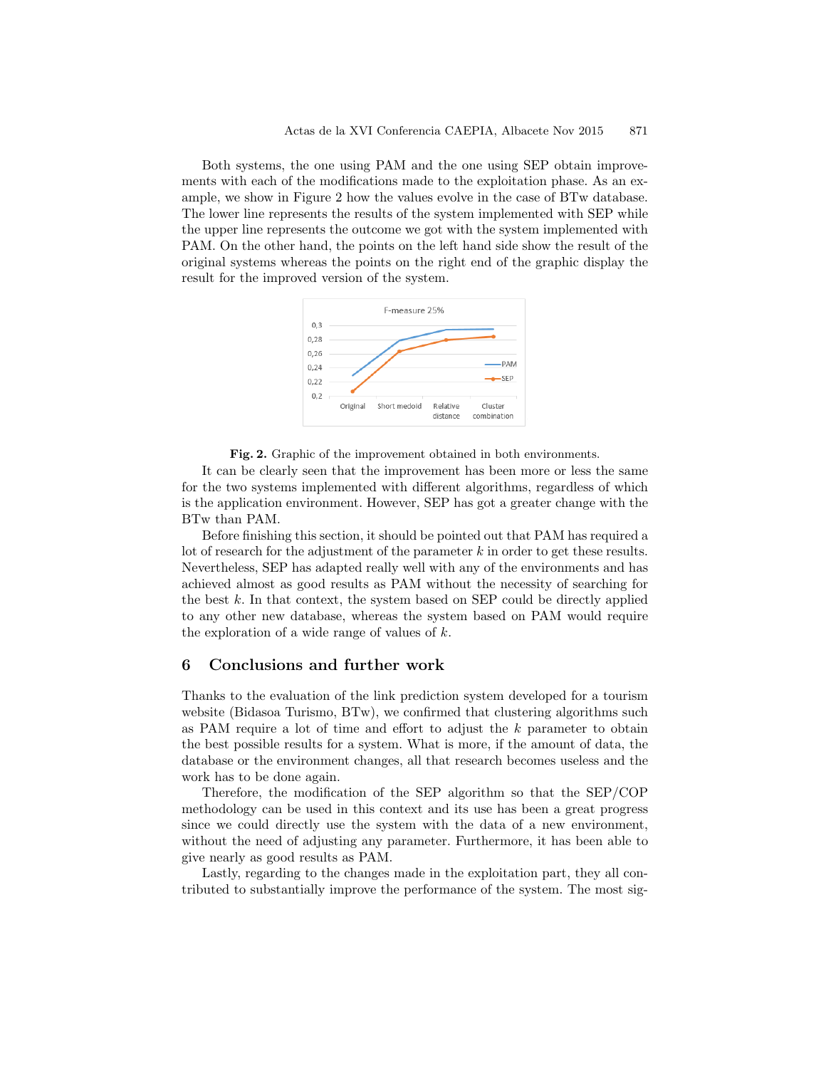Both systems, the one using PAM and the one using SEP obtain improvements with each of the modifications made to the exploitation phase. As an example, we show in Figure 2 how the values evolve in the case of BTw database. The lower line represents the results of the system implemented with SEP while the upper line represents the outcome we got with the system implemented with PAM. On the other hand, the points on the left hand side show the result of the original systems whereas the points on the right end of the graphic display the result for the improved version of the system.

**Fig. 2.** Graphic of the improvement obtained in both environments.

It can be clearly seen that the improvement has been more or less the same for the two systems implemented with different algorithms, regardless of which is the application environment. However, SEP has got a greater change with the BTw than PAM.

Before finishing this section, it should be pointed out that PAM has required a lot of research for the adjustment of the parameter $k$ in order to get these results. Nevertheless, SEP has adapted really well with any of the environments and has achieved almost as good results as PAM without the necessity of searching for the best $k$. In that context, the system based on SEP could be directly applied to any other new database, whereas the system based on PAM would require the exploration of a wide range of values of $k$.

## 6 Conclusions and further work

Thanks to the evaluation of the link prediction system developed for a tourism website (Bidasoa Turismo, BTw), we confirmed that clustering algorithms such as PAM require a lot of time and effort to adjust the $k$ parameter to obtain the best possible results for a system. What is more, if the amount of data, the database or the environment changes, all that research becomes useless and the work has to be done again.

Therefore, the modification of the SEP algorithm so that the SEP/COP methodology can be used in this context and its use has been a great progress since we could directly use the system with the data of a new environment, without the need of adjusting any parameter. Furthermore, it has been able to give nearly as good results as PAM.

Lastly, regarding to the changes made in the exploitation part, they all contributed to substantially improve the performance of the system. The most sig-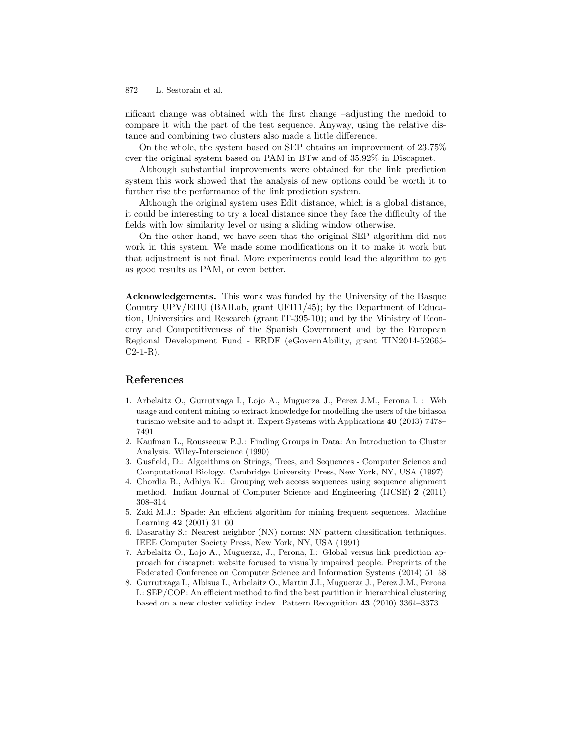nificant change was obtained with the first change –adjusting the medoid to compare it with the part of the test sequence. Anyway, using the relative distance and combining two clusters also made a little difference.

On the whole, the system based on SEP obtains an improvement of 23.75% over the original system based on PAM in BTw and of 35.92% in Discapnet.

Although substantial improvements were obtained for the link prediction system this work showed that the analysis of new options could be worth it to further rise the performance of the link prediction system.

Although the original system uses Edit distance, which is a global distance, it could be interesting to try a local distance since they face the difficulty of the fields with low similarity level or using a sliding window otherwise.

On the other hand, we have seen that the original SEP algorithm did not work in this system. We made some modifications on it to make it work but that adjustment is not final. More experiments could lead the algorithm to get as good results as PAM, or even better.

**Acknowledgements.** This work was funded by the University of the Basque Country UPV/EHU (BAILab, grant UFI11/45); by the Department of Education, Universities and Research (grant IT-395-10); and by the Ministry of Economy and Competitiveness of the Spanish Government and by the European Regional Development Fund - ERDF (eGovernAbility, grant TIN2014-52665-C2-1-R).

## References

1. Arbelaitz O., Gurrutxaga I., Lojo A., Muguerza J., Perez J.M., Perona I. : Web usage and content mining to extract knowledge for modelling the users of the bidasoa turismo website and to adapt it. Expert Systems with Applications **40** (2013) 7478–7491
2. Kaufman L., Rousseeuw P.J.: Finding Groups in Data: An Introduction to Cluster Analysis. Wiley-Interscience (1990)
3. Gusfield, D.: Algorithms on Strings, Trees, and Sequences - Computer Science and Computational Biology. Cambridge University Press, New York, NY, USA (1997)
4. Chordia B., Adhiya K.: Grouping web access sequences using sequence alignment method. Indian Journal of Computer Science and Engineering (IJCSE) **2** (2011) 308–314
5. Zaki M.J.: Spade: An efficient algorithm for mining frequent sequences. Machine Learning **42** (2001) 31–60
6. Dasarathy S.: Nearest neighbor (NN) norms: NN pattern classification techniques. IEEE Computer Society Press, New York, NY, USA (1991)
7. Arbelaitz O., Lojo A., Muguerza, J., Perona, I.: Global versus link prediction approach for discapnet: website focused to visually impaired people. Preprints of the Federated Conference on Computer Science and Information Systems (2014) 51–58
8. Gurrutxaga I., Albisua I., Arbelaitz O., Martin J.I., Muguerza J., Perez J.M., Perona I.: SEP/COP: An efficient method to find the best partition in hierarchical clustering based on a new cluster validity index. Pattern Recognition **43** (2010) 3364–3373